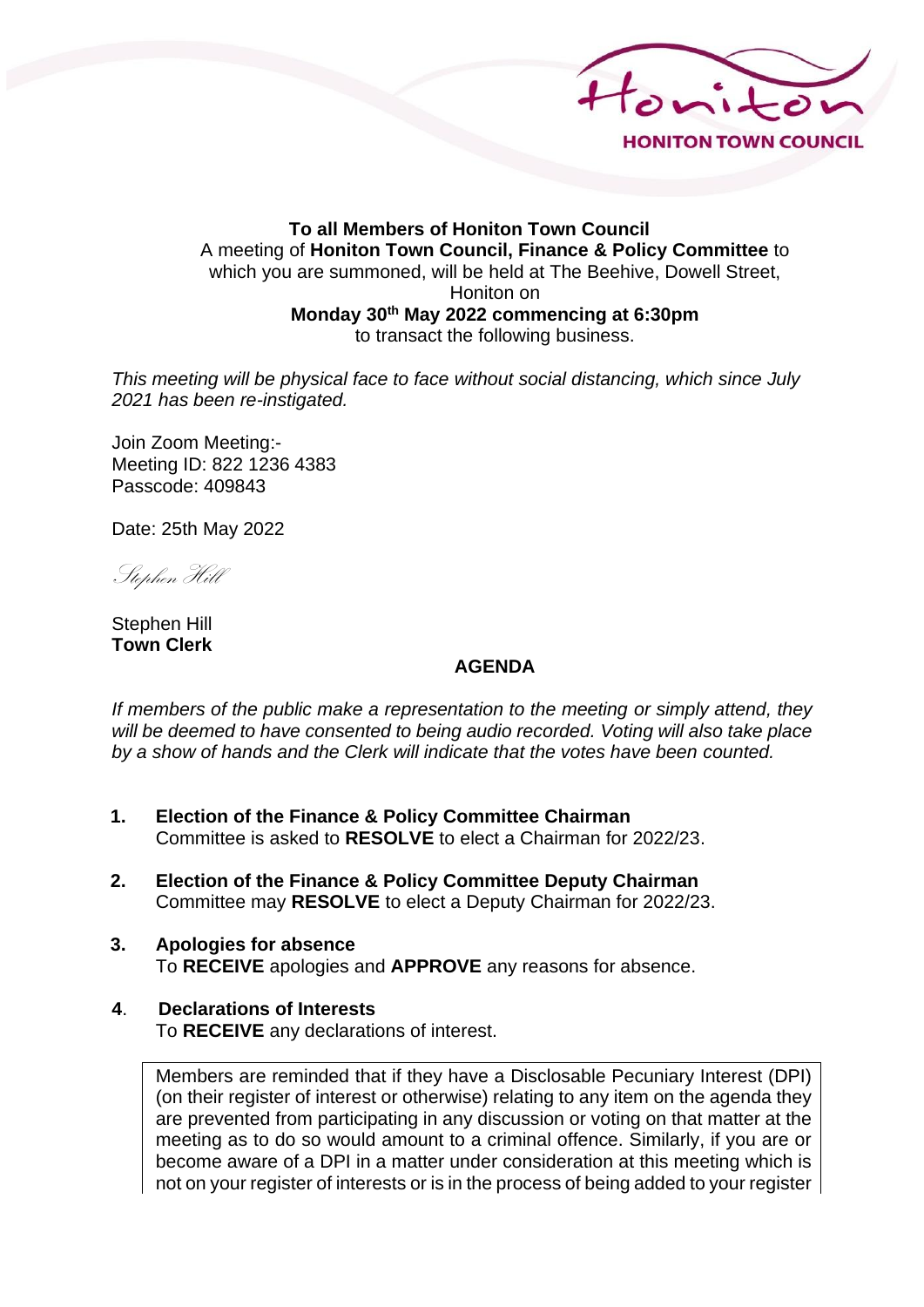**HONITON TOWN COUNCIL**

**To all Members of Honiton Town Council**
A meeting of **Honiton Town Council, Finance & Policy Committee** to which you are summoned, will be held at The Beehive, Dowell Street, Honiton on
**Monday 30th May 2022 commencing at 6:30pm**
to transact the following business.

*This meeting will be physical face to face without social distancing, which since July 2021 has been re-instigated.*

Join Zoom Meeting:-
Meeting ID: 822 1236 4383
Passcode: 409843

Date: 25th May 2022

*Stephen Hill*

Stephen Hill
**Town Clerk**

## AGENDA

*If members of the public make a representation to the meeting or simply attend, they will be deemed to have consented to being audio recorded. Voting will also take place by a show of hands and the Clerk will indicate that the votes have been counted.*

1. **Election of the Finance & Policy Committee Chairman**
   Committee is asked to **RESOLVE** to elect a Chairman for 2022/23.

2. **Election of the Finance & Policy Committee Deputy Chairman**
   Committee may **RESOLVE** to elect a Deputy Chairman for 2022/23.

3. **Apologies for absence**
   To **RECEIVE** apologies and **APPROVE** any reasons for absence.

4. **Declarations of Interests**
   To **RECEIVE** any declarations of interest.

   Members are reminded that if they have a Disclosable Pecuniary Interest (DPI) (on their register of interest or otherwise) relating to any item on the agenda they are prevented from participating in any discussion or voting on that matter at the meeting as to do so would amount to a criminal offence. Similarly, if you are or become aware of a DPI in a matter under consideration at this meeting which is not on your register of interests or is in the process of being added to your register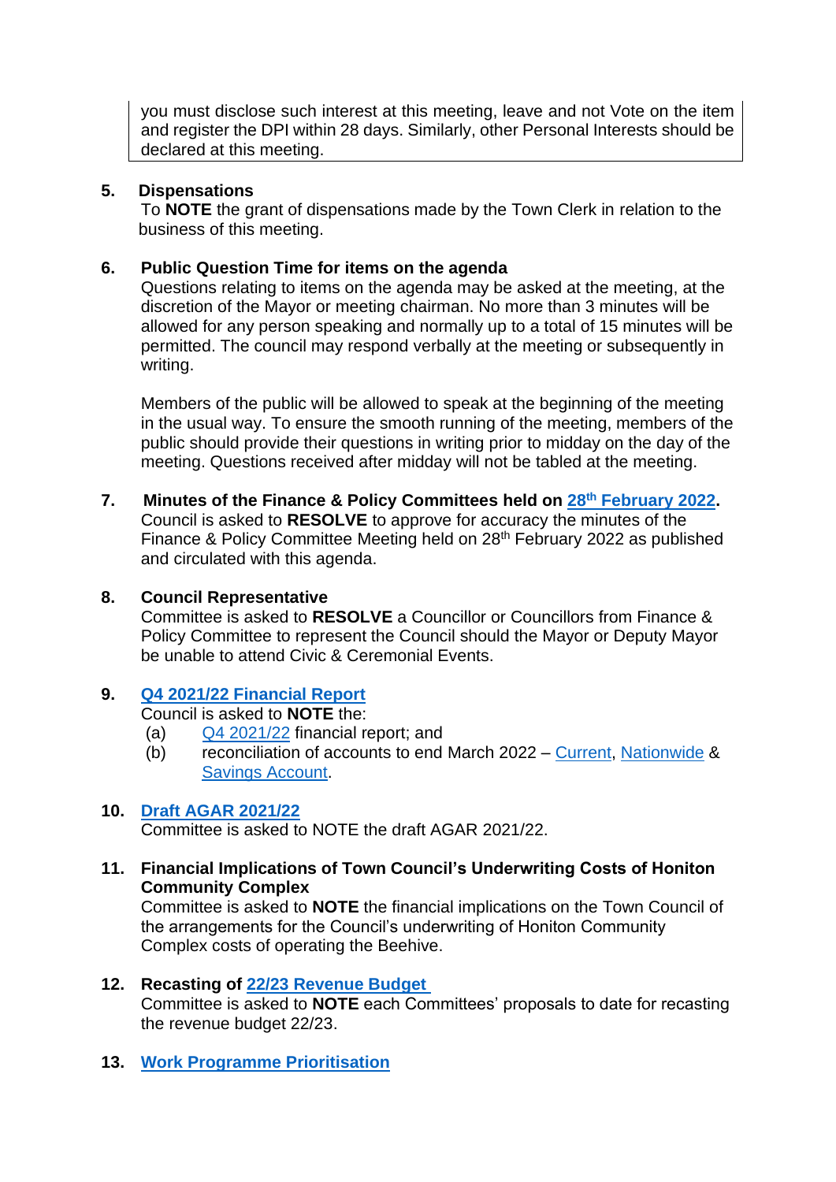you must disclose such interest at this meeting, leave and not Vote on the item and register the DPI within 28 days. Similarly, other Personal Interests should be declared at this meeting.

**5. Dispensations**

To **NOTE** the grant of dispensations made by the Town Clerk in relation to the business of this meeting.

**6. Public Question Time for items on the agenda**

Questions relating to items on the agenda may be asked at the meeting, at the discretion of the Mayor or meeting chairman. No more than 3 minutes will be allowed for any person speaking and normally up to a total of 15 minutes will be permitted. The council may respond verbally at the meeting or subsequently in writing.

Members of the public will be allowed to speak at the beginning of the meeting in the usual way. To ensure the smooth running of the meeting, members of the public should provide their questions in writing prior to midday on the day of the meeting. Questions received after midday will not be tabled at the meeting.

**7. Minutes of the Finance & Policy Committees held on 28th February 2022.**

Council is asked to **RESOLVE** to approve for accuracy the minutes of the Finance & Policy Committee Meeting held on 28th February 2022 as published and circulated with this agenda.

**8. Council Representative**

Committee is asked to **RESOLVE** a Councillor or Councillors from Finance & Policy Committee to represent the Council should the Mayor or Deputy Mayor be unable to attend Civic & Ceremonial Events.

**9. Q4 2021/22 Financial Report**

Council is asked to **NOTE** the:

(a) Q4 2021/22 financial report; and

(b) reconciliation of accounts to end March 2022 – Current, Nationwide & Savings Account.

**10. Draft AGAR 2021/22**

Committee is asked to NOTE the draft AGAR 2021/22.

**11. Financial Implications of Town Council's Underwriting Costs of Honiton Community Complex**

Committee is asked to **NOTE** the financial implications on the Town Council of the arrangements for the Council's underwriting of Honiton Community Complex costs of operating the Beehive.

**12. Recasting of 22/23 Revenue Budget**

Committee is asked to **NOTE** each Committees' proposals to date for recasting the revenue budget 22/23.

**13. Work Programme Prioritisation**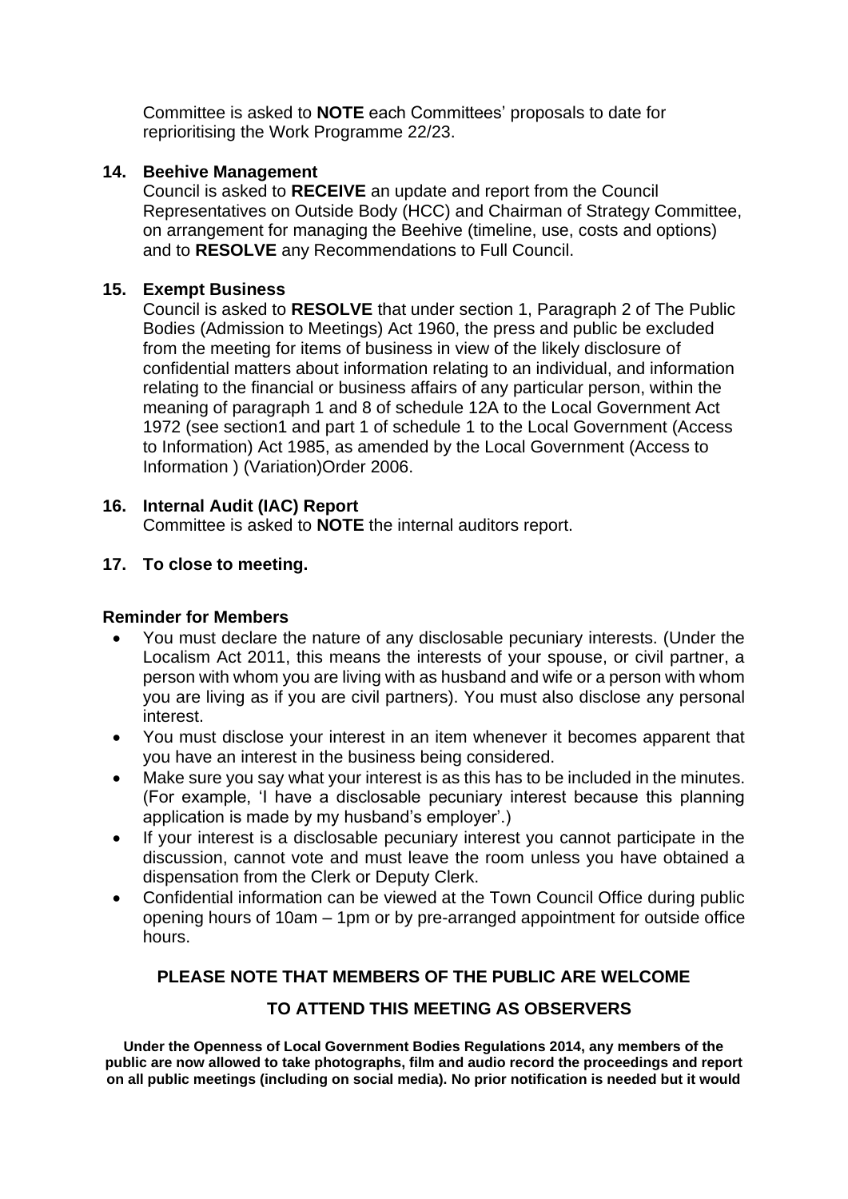Committee is asked to **NOTE** each Committees' proposals to date for reprioritising the Work Programme 22/23.

**14. Beehive Management**

Council is asked to **RECEIVE** an update and report from the Council Representatives on Outside Body (HCC) and Chairman of Strategy Committee, on arrangement for managing the Beehive (timeline, use, costs and options) and to **RESOLVE** any Recommendations to Full Council.

**15. Exempt Business**

Council is asked to **RESOLVE** that under section 1, Paragraph 2 of The Public Bodies (Admission to Meetings) Act 1960, the press and public be excluded from the meeting for items of business in view of the likely disclosure of confidential matters about information relating to an individual, and information relating to the financial or business affairs of any particular person, within the meaning of paragraph 1 and 8 of schedule 12A to the Local Government Act 1972 (see section1 and part 1 of schedule 1 to the Local Government (Access to Information) Act 1985, as amended by the Local Government (Access to Information ) (Variation)Order 2006.

**16. Internal Audit (IAC) Report**

Committee is asked to **NOTE** the internal auditors report.

**17. To close to meeting.**

**Reminder for Members**

- You must declare the nature of any disclosable pecuniary interests. (Under the Localism Act 2011, this means the interests of your spouse, or civil partner, a person with whom you are living with as husband and wife or a person with whom you are living as if you are civil partners). You must also disclose any personal interest.
- You must disclose your interest in an item whenever it becomes apparent that you have an interest in the business being considered.
- Make sure you say what your interest is as this has to be included in the minutes. (For example, 'I have a disclosable pecuniary interest because this planning application is made by my husband's employer'.)
- If your interest is a disclosable pecuniary interest you cannot participate in the discussion, cannot vote and must leave the room unless you have obtained a dispensation from the Clerk or Deputy Clerk.
- Confidential information can be viewed at the Town Council Office during public opening hours of 10am – 1pm or by pre-arranged appointment for outside office hours.

**PLEASE NOTE THAT MEMBERS OF THE PUBLIC ARE WELCOME TO ATTEND THIS MEETING AS OBSERVERS**

**Under the Openness of Local Government Bodies Regulations 2014, any members of the public are now allowed to take photographs, film and audio record the proceedings and report on all public meetings (including on social media). No prior notification is needed but it would**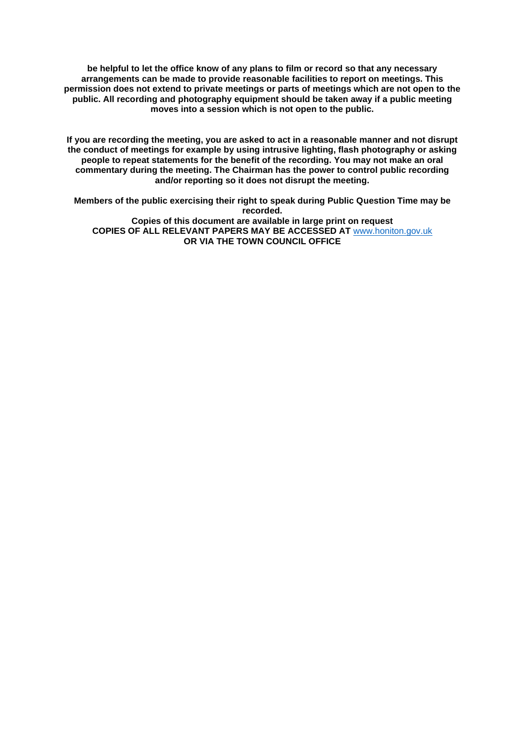**be helpful to let the office know of any plans to film or record so that any necessary arrangements can be made to provide reasonable facilities to report on meetings. This permission does not extend to private meetings or parts of meetings which are not open to the public. All recording and photography equipment should be taken away if a public meeting moves into a session which is not open to the public.**

**If you are recording the meeting, you are asked to act in a reasonable manner and not disrupt the conduct of meetings for example by using intrusive lighting, flash photography or asking people to repeat statements for the benefit of the recording. You may not make an oral commentary during the meeting. The Chairman has the power to control public recording and/or reporting so it does not disrupt the meeting.**

**Members of the public exercising their right to speak during Public Question Time may be recorded.**

**Copies of this document are available in large print on request**

**COPIES OF ALL RELEVANT PAPERS MAY BE ACCESSED AT** [www.honiton.gov.uk](http://www.honiton.gov.uk)

**OR VIA THE TOWN COUNCIL OFFICE**